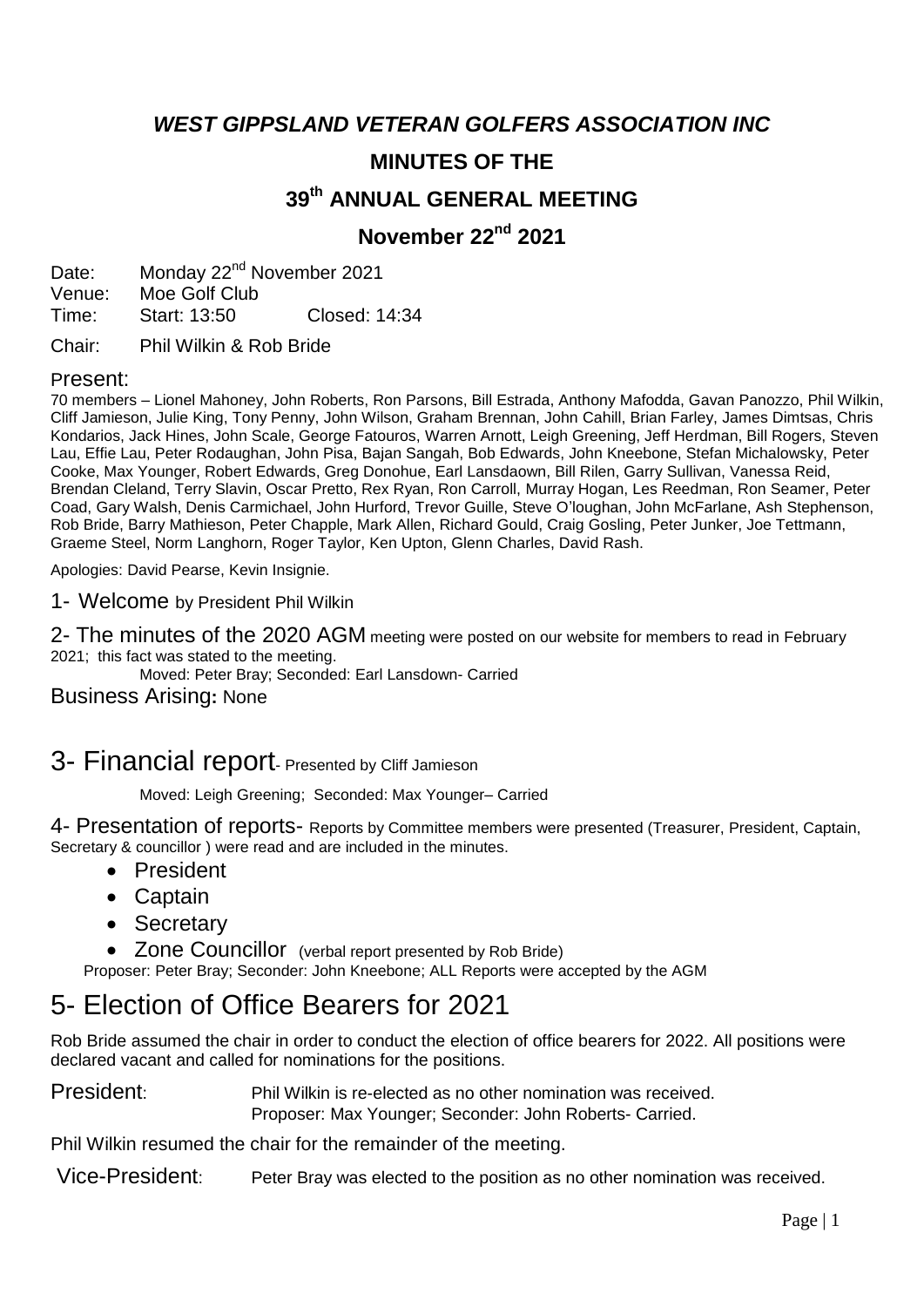# *WEST GIPPSLAND VETERAN GOLFERS ASSOCIATION INC*

## MINUTES OF THE

## 39th ANNUAL GENERAL MEETING

## November 22nd 2021

Date: Monday 22nd November 2021
Venue: Moe Golf Club
Time: Start: 13:50 Closed: 14:34

Chair: Phil Wilkin & Rob Bride

Present:

70 members – Lionel Mahoney, John Roberts, Ron Parsons, Bill Estrada, Anthony Mafodda, Gavan Panozzo, Phil Wilkin, Cliff Jamieson, Julie King, Tony Penny, John Wilson, Graham Brennan, John Cahill, Brian Farley, James Dimtsas, Chris Kondarios, Jack Hines, John Scale, George Fatouros, Warren Arnott, Leigh Greening, Jeff Herdman, Bill Rogers, Steven Lau, Effie Lau, Peter Rodaughan, John Pisa, Bajan Sangah, Bob Edwards, John Kneebone, Stefan Michalowsky, Peter Cooke, Max Younger, Robert Edwards, Greg Donohue, Earl Lansdaown, Bill Rilen, Garry Sullivan, Vanessa Reid, Brendan Cleland, Terry Slavin, Oscar Pretto, Rex Ryan, Ron Carroll, Murray Hogan, Les Reedman, Ron Seamer, Peter Coad, Gary Walsh, Denis Carmichael, John Hurford, Trevor Guille, Steve O'loughan, John McFarlane, Ash Stephenson, Rob Bride, Barry Mathieson, Peter Chapple, Mark Allen, Richard Gould, Craig Gosling, Peter Junker, Joe Tettmann, Graeme Steel, Norm Langhorn, Roger Taylor, Ken Upton, Glenn Charles, David Rash.

Apologies: David Pearse, Kevin Insignie.

1- Welcome by President Phil Wilkin

2- The minutes of the 2020 AGM meeting were posted on our website for members to read in February 2021; this fact was stated to the meeting.

Moved: Peter Bray; Seconded: Earl Lansdown- Carried

Business Arising: None

# 3- Financial report- Presented by Cliff Jamieson

Moved: Leigh Greening; Seconded: Max Younger– Carried

4- Presentation of reports- Reports by Committee members were presented (Treasurer, President, Captain, Secretary & councillor ) were read and are included in the minutes.

- President
- Captain
- Secretary
- Zone Councillor (verbal report presented by Rob Bride)

Proposer: Peter Bray; Seconder: John Kneebone; ALL Reports were accepted by the AGM

# 5- Election of Office Bearers for 2021

Rob Bride assumed the chair in order to conduct the election of office bearers for 2022. All positions were declared vacant and called for nominations for the positions.

President: Phil Wilkin is re-elected as no other nomination was received.
Proposer: Max Younger; Seconder: John Roberts- Carried.

Phil Wilkin resumed the chair for the remainder of the meeting.

Vice-President: Peter Bray was elected to the position as no other nomination was received.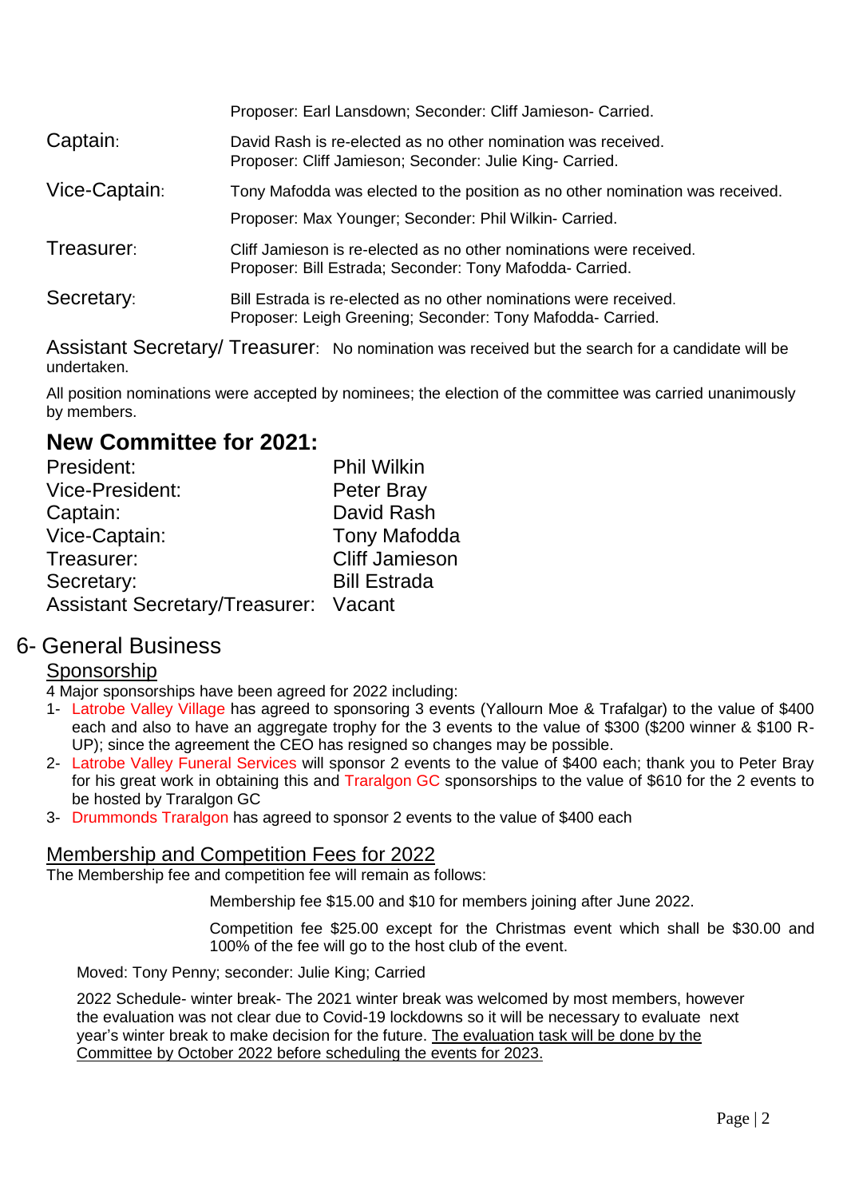Proposer: Earl Lansdown; Seconder: Cliff Jamieson- Carried.

**Captain:** David Rash is re-elected as no other nomination was received.
Proposer: Cliff Jamieson; Seconder: Julie King- Carried.

**Vice-Captain:** Tony Mafodda was elected to the position as no other nomination was received.
Proposer: Max Younger; Seconder: Phil Wilkin- Carried.

**Treasurer:** Cliff Jamieson is re-elected as no other nominations were received.
Proposer: Bill Estrada; Seconder: Tony Mafodda- Carried.

**Secretary:** Bill Estrada is re-elected as no other nominations were received.
Proposer: Leigh Greening; Seconder: Tony Mafodda- Carried.

**Assistant Secretary/ Treasurer:** No nomination was received but the search for a candidate will be undertaken.

All position nominations were accepted by nominees; the election of the committee was carried unanimously by members.

## New Committee for 2021:

| | |
|---|---|
| President: | Phil Wilkin |
| Vice-President: | Peter Bray |
| Captain: | David Rash |
| Vice-Captain: | Tony Mafodda |
| Treasurer: | Cliff Jamieson |
| Secretary: | Bill Estrada |
| Assistant Secretary/Treasurer: | Vacant |

# 6- General Business

## Sponsorship

4 Major sponsorships have been agreed for 2022 including:

1- Latrobe Valley Village has agreed to sponsoring 3 events (Yallourn Moe & Trafalgar) to the value of $400 each and also to have an aggregate trophy for the 3 events to the value of $300 ($200 winner & $100 R-UP); since the agreement the CEO has resigned so changes may be possible.
2- Latrobe Valley Funeral Services will sponsor 2 events to the value of $400 each; thank you to Peter Bray for his great work in obtaining this and Traralgon GC sponsorships to the value of $610 for the 2 events to be hosted by Traralgon GC
3- Drummonds Traralgon has agreed to sponsor 2 events to the value of $400 each

## Membership and Competition Fees for 2022

The Membership fee and competition fee will remain as follows:

Membership fee $15.00 and $10 for members joining after June 2022.

Competition fee $25.00 except for the Christmas event which shall be $30.00 and 100% of the fee will go to the host club of the event.

Moved: Tony Penny; seconder: Julie King; Carried

2022 Schedule- winter break- The 2021 winter break was welcomed by most members, however the evaluation was not clear due to Covid-19 lockdowns so it will be necessary to evaluate next year's winter break to make decision for the future. The evaluation task will be done by the Committee by October 2022 before scheduling the events for 2023.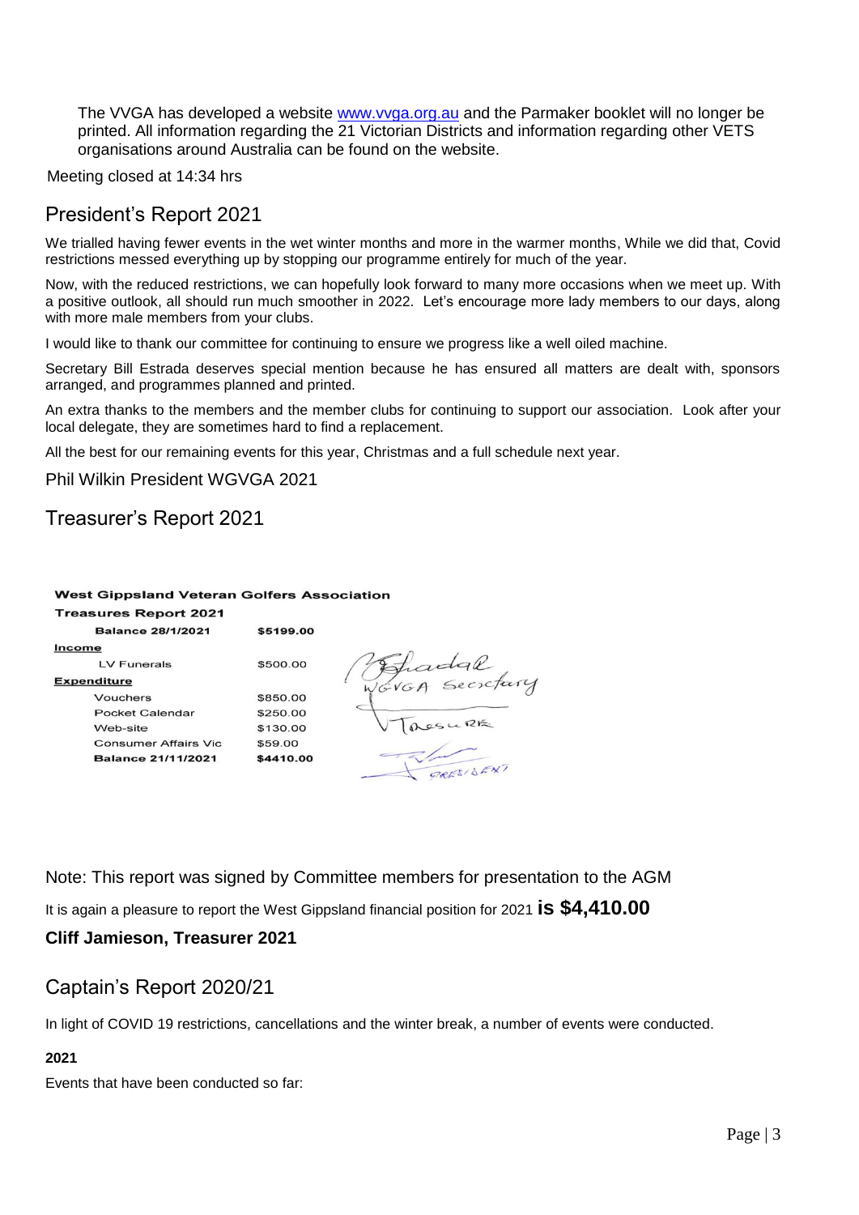The VVGA has developed a website [www.vvga.org.au](http://www.vvga.org.au) and the Parmaker booklet will no longer be printed. All information regarding the 21 Victorian Districts and information regarding other VETS organisations around Australia can be found on the website.

Meeting closed at 14:34 hrs

## President's Report 2021

We trialled having fewer events in the wet winter months and more in the warmer months, While we did that, Covid restrictions messed everything up by stopping our programme entirely for much of the year.

Now, with the reduced restrictions, we can hopefully look forward to many more occasions when we meet up. With a positive outlook, all should run much smoother in 2022. Let's encourage more lady members to our days, along with more male members from your clubs.

I would like to thank our committee for continuing to ensure we progress like a well oiled machine.

Secretary Bill Estrada deserves special mention because he has ensured all matters are dealt with, sponsors arranged, and programmes planned and printed.

An extra thanks to the members and the member clubs for continuing to support our association. Look after your local delegate, they are sometimes hard to find a replacement.

All the best for our remaining events for this year, Christmas and a full schedule next year.

Phil Wilkin President WGVGA 2021

## Treasurer's Report 2021

**West Gippsland Veteran Golfers Association**

**Treasures Report 2021**

| | |
|---|---|
| **Balance 28/1/2021** | **$5199.00** |
| **Income** | |
| LV Funerals | $500.00 |
| **Expenditure** | |
| Vouchers | $850.00 |
| Pocket Calendar | $250.00 |
| Web-site | $130.00 |
| Consumer Affairs Vic | $59.00 |
| **Balance 21/11/2021** | **$4410.00** |

WGVGA Secretary

Tresurer

PRESIDENT

Note: This report was signed by Committee members for presentation to the AGM

It is again a pleasure to report the West Gippsland financial position for 2021 **is $4,410.00**

**Cliff Jamieson, Treasurer 2021**

## Captain's Report 2020/21

In light of COVID 19 restrictions, cancellations and the winter break, a number of events were conducted.

**2021**

Events that have been conducted so far: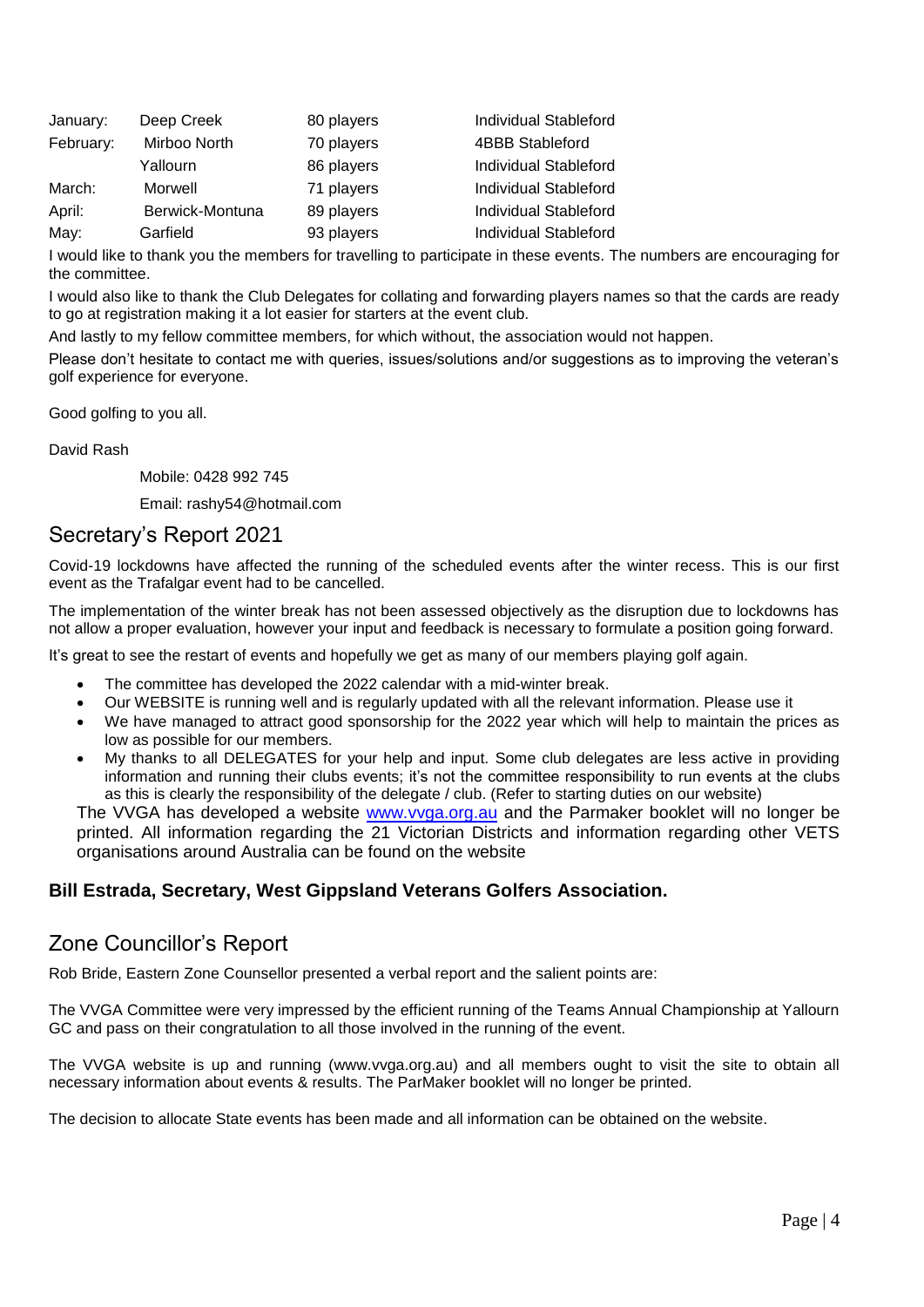| | | | |
|---|---|---|---|
| January: | Deep Creek | 80 players | Individual Stableford |
| February: | Mirboo North | 70 players | 4BBB Stableford |
| | Yallourn | 86 players | Individual Stableford |
| March: | Morwell | 71 players | Individual Stableford |
| April: | Berwick-Montuna | 89 players | Individual Stableford |
| May: | Garfield | 93 players | Individual Stableford |

I would like to thank you the members for travelling to participate in these events. The numbers are encouraging for the committee.

I would also like to thank the Club Delegates for collating and forwarding players names so that the cards are ready to go at registration making it a lot easier for starters at the event club.

And lastly to my fellow committee members, for which without, the association would not happen.

Please don't hesitate to contact me with queries, issues/solutions and/or suggestions as to improving the veteran's golf experience for everyone.

Good golfing to you all.

David Rash

Mobile: 0428 992 745

Email: rashy54@hotmail.com

## Secretary's Report 2021

Covid-19 lockdowns have affected the running of the scheduled events after the winter recess. This is our first event as the Trafalgar event had to be cancelled.

The implementation of the winter break has not been assessed objectively as the disruption due to lockdowns has not allow a proper evaluation, however your input and feedback is necessary to formulate a position going forward.

It's great to see the restart of events and hopefully we get as many of our members playing golf again.

- The committee has developed the 2022 calendar with a mid-winter break.
- Our WEBSITE is running well and is regularly updated with all the relevant information. Please use it
- We have managed to attract good sponsorship for the 2022 year which will help to maintain the prices as low as possible for our members.
- My thanks to all DELEGATES for your help and input. Some club delegates are less active in providing information and running their clubs events; it's not the committee responsibility to run events at the clubs as this is clearly the responsibility of the delegate / club. (Refer to starting duties on our website)

The VVGA has developed a website www.vvga.org.au and the Parmaker booklet will no longer be printed. All information regarding the 21 Victorian Districts and information regarding other VETS organisations around Australia can be found on the website

**Bill Estrada, Secretary, West Gippsland Veterans Golfers Association.**

## Zone Councillor's Report

Rob Bride, Eastern Zone Counsellor presented a verbal report and the salient points are:

The VVGA Committee were very impressed by the efficient running of the Teams Annual Championship at Yallourn GC and pass on their congratulation to all those involved in the running of the event.

The VVGA website is up and running (www.vvga.org.au) and all members ought to visit the site to obtain all necessary information about events & results. The ParMaker booklet will no longer be printed.

The decision to allocate State events has been made and all information can be obtained on the website.